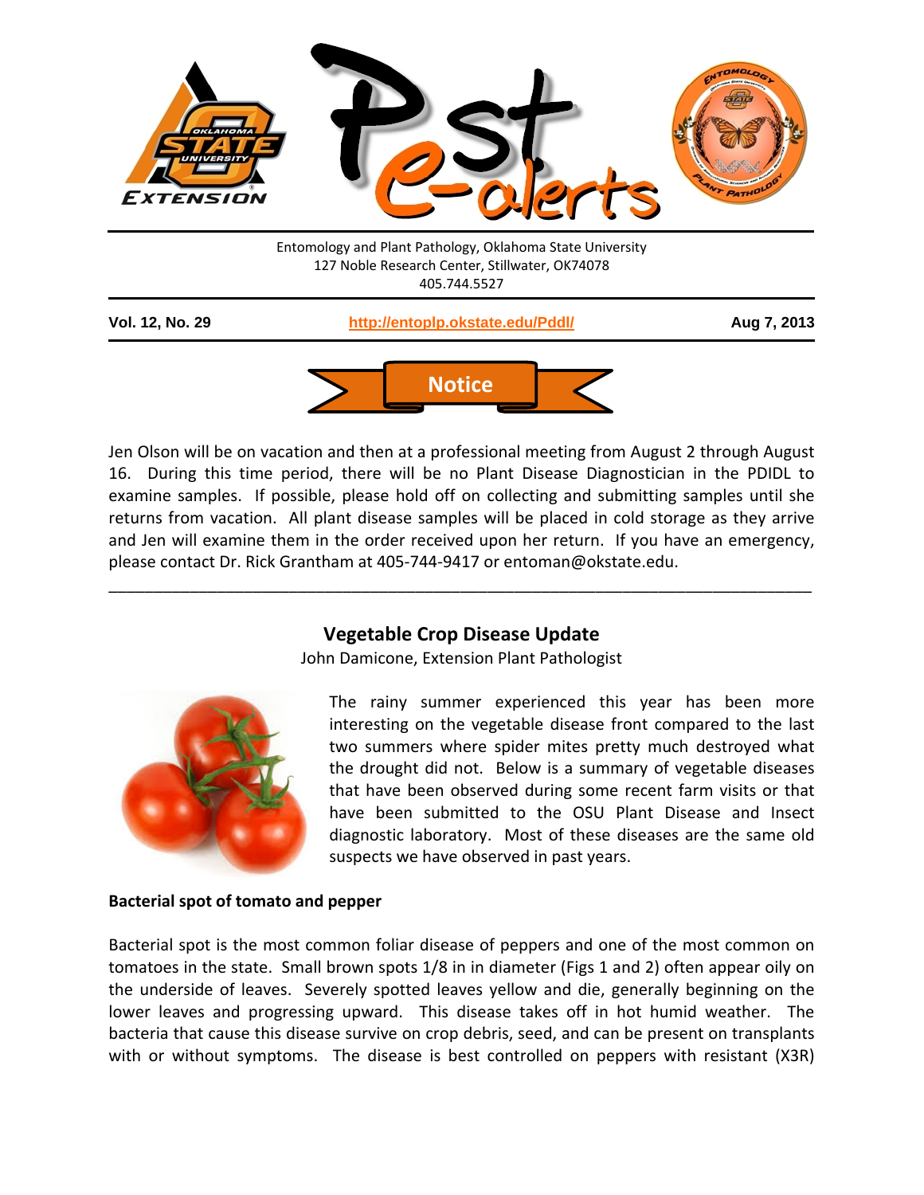Entomology and Plant Pathology, Oklahoma State University
127 Noble Research Center, Stillwater, OK74078
405.744.5527

**Vol. 12, No. 29** | **http://entoplp.okstate.edu/Pddl/** | **Aug 7, 2013**

## Notice

Jen Olson will be on vacation and then at a professional meeting from August 2 through August 16. During this time period, there will be no Plant Disease Diagnostician in the PDIDL to examine samples. If possible, please hold off on collecting and submitting samples until she returns from vacation. All plant disease samples will be placed in cold storage as they arrive and Jen will examine them in the order received upon her return. If you have an emergency, please contact Dr. Rick Grantham at 405-744-9417 or entoman@okstate.edu.

---

## Vegetable Crop Disease Update

John Damicone, Extension Plant Pathologist

The rainy summer experienced this year has been more interesting on the vegetable disease front compared to the last two summers where spider mites pretty much destroyed what the drought did not. Below is a summary of vegetable diseases that have been observed during some recent farm visits or that have been submitted to the OSU Plant Disease and Insect diagnostic laboratory. Most of these diseases are the same old suspects we have observed in past years.

**Bacterial spot of tomato and pepper**

Bacterial spot is the most common foliar disease of peppers and one of the most common on tomatoes in the state. Small brown spots 1/8 in in diameter (Figs 1 and 2) often appear oily on the underside of leaves. Severely spotted leaves yellow and die, generally beginning on the lower leaves and progressing upward. This disease takes off in hot humid weather. The bacteria that cause this disease survive on crop debris, seed, and can be present on transplants with or without symptoms. The disease is best controlled on peppers with resistant (X3R)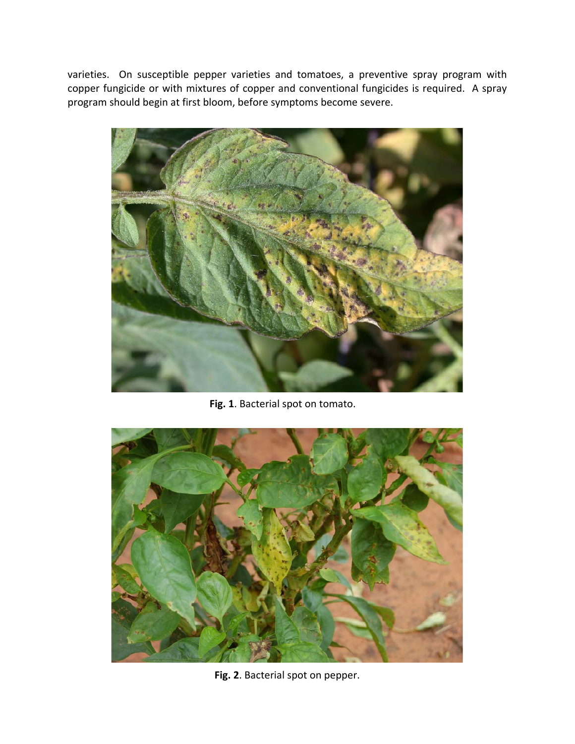varieties. On susceptible pepper varieties and tomatoes, a preventive spray program with copper fungicide or with mixtures of copper and conventional fungicides is required. A spray program should begin at first bloom, before symptoms become severe.

**Fig. 1**. Bacterial spot on tomato.

**Fig. 2**. Bacterial spot on pepper.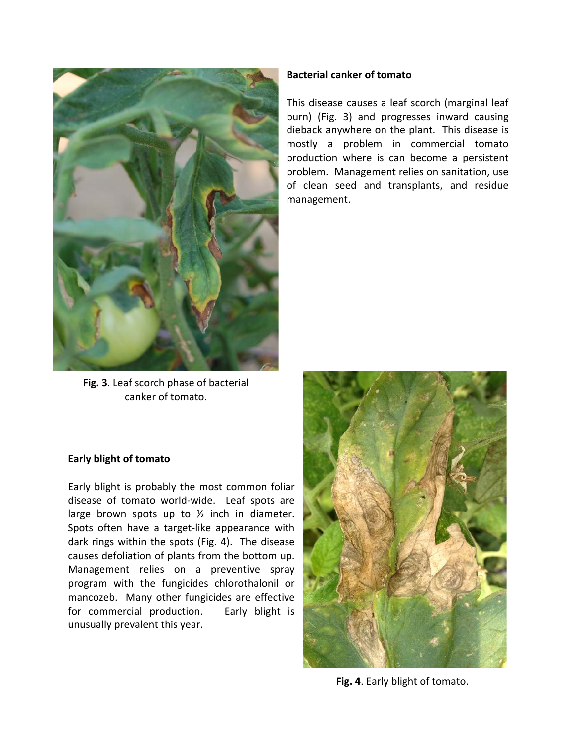### Bacterial canker of tomato

This disease causes a leaf scorch (marginal leaf burn) (Fig. 3) and progresses inward causing dieback anywhere on the plant. This disease is mostly a problem in commercial tomato production where is can become a persistent problem. Management relies on sanitation, use of clean seed and transplants, and residue management.

**Fig. 3**. Leaf scorch phase of bacterial canker of tomato.

### Early blight of tomato

Early blight is probably the most common foliar disease of tomato world-wide. Leaf spots are large brown spots up to ½ inch in diameter. Spots often have a target-like appearance with dark rings within the spots (Fig. 4). The disease causes defoliation of plants from the bottom up. Management relies on a preventive spray program with the fungicides chlorothalonil or mancozeb. Many other fungicides are effective for commercial production. Early blight is unusually prevalent this year.

**Fig. 4**. Early blight of tomato.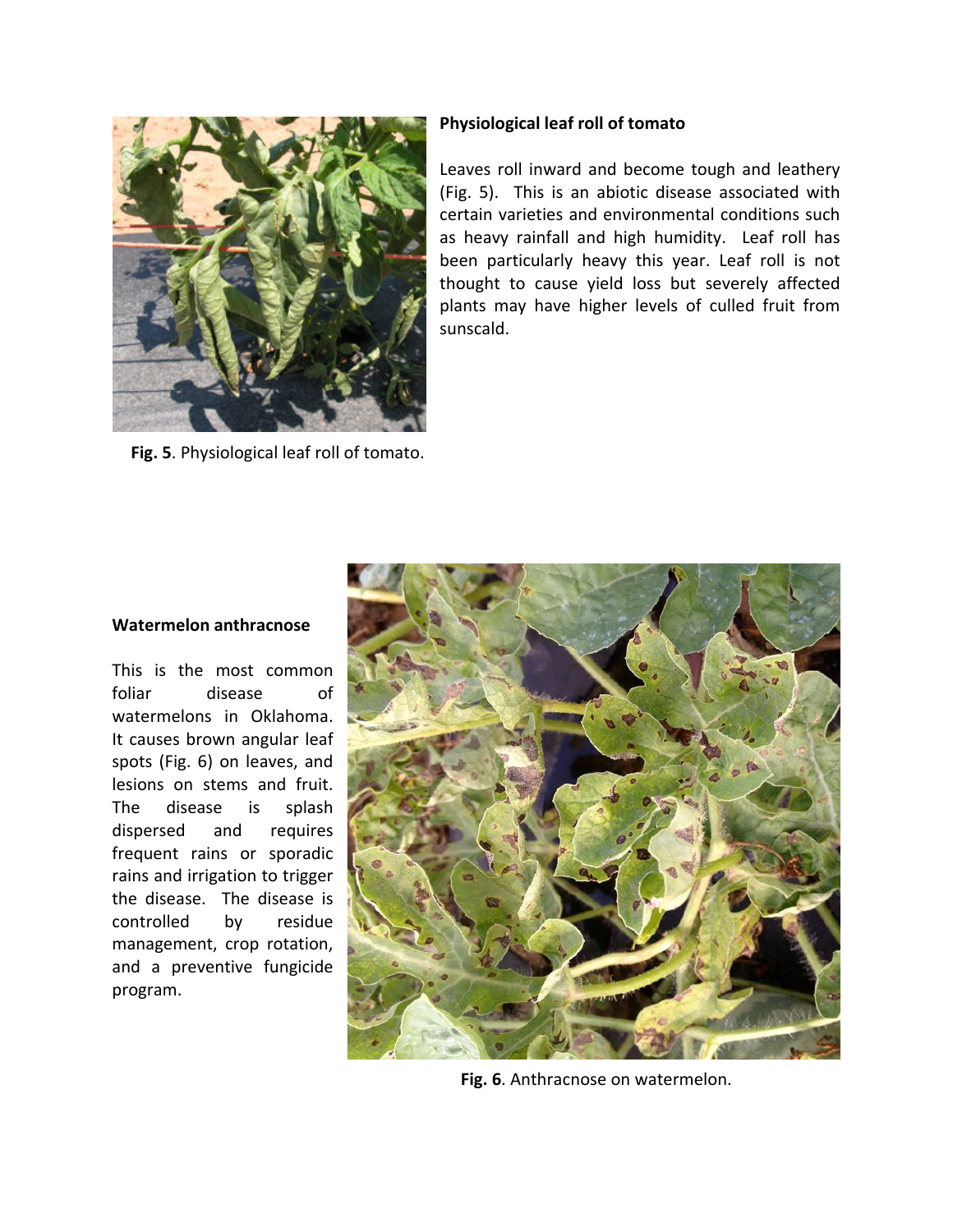Fig. 5. Physiological leaf roll of tomato.

**Physiological leaf roll of tomato**

Leaves roll inward and become tough and leathery (Fig. 5). This is an abiotic disease associated with certain varieties and environmental conditions such as heavy rainfall and high humidity. Leaf roll has been particularly heavy this year. Leaf roll is not thought to cause yield loss but severely affected plants may have higher levels of culled fruit from sunscald.

**Watermelon anthracnose**

This is the most common foliar disease of watermelons in Oklahoma. It causes brown angular leaf spots (Fig. 6) on leaves, and lesions on stems and fruit. The disease is splash dispersed and requires frequent rains or sporadic rains and irrigation to trigger the disease. The disease is controlled by residue management, crop rotation, and a preventive fungicide program.

Fig. 6. Anthracnose on watermelon.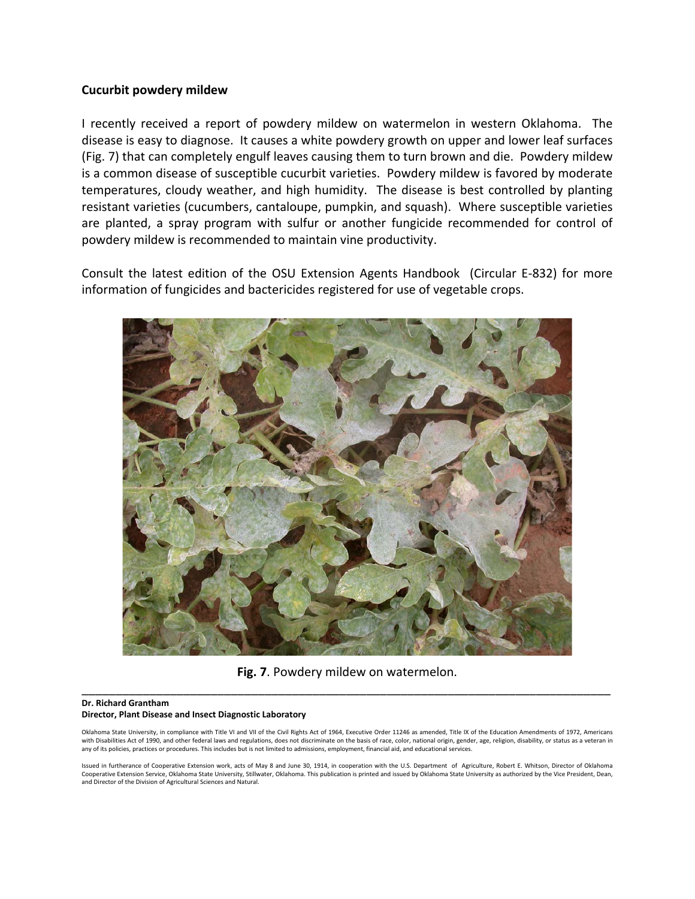**Cucurbit powdery mildew**

I recently received a report of powdery mildew on watermelon in western Oklahoma. The disease is easy to diagnose. It causes a white powdery growth on upper and lower leaf surfaces (Fig. 7) that can completely engulf leaves causing them to turn brown and die. Powdery mildew is a common disease of susceptible cucurbit varieties. Powdery mildew is favored by moderate temperatures, cloudy weather, and high humidity. The disease is best controlled by planting resistant varieties (cucumbers, cantaloupe, pumpkin, and squash). Where susceptible varieties are planted, a spray program with sulfur or another fungicide recommended for control of powdery mildew is recommended to maintain vine productivity.

Consult the latest edition of the OSU Extension Agents Handbook (Circular E-832) for more information of fungicides and bactericides registered for use of vegetable crops.

**Fig. 7**. Powdery mildew on watermelon.

---

**Dr. Richard Grantham**
**Director, Plant Disease and Insect Diagnostic Laboratory**

Oklahoma State University, in compliance with Title VI and VII of the Civil Rights Act of 1964, Executive Order 11246 as amended, Title IX of the Education Amendments of 1972, Americans with Disabilities Act of 1990, and other federal laws and regulations, does not discriminate on the basis of race, color, national origin, gender, age, religion, disability, or status as a veteran in any of its policies, practices or procedures. This includes but is not limited to admissions, employment, financial aid, and educational services.

Issued in furtherance of Cooperative Extension work, acts of May 8 and June 30, 1914, in cooperation with the U.S. Department of Agriculture, Robert E. Whitson, Director of Oklahoma Cooperative Extension Service, Oklahoma State University, Stillwater, Oklahoma. This publication is printed and issued by Oklahoma State University as authorized by the Vice President, Dean, and Director of the Division of Agricultural Sciences and Natural.